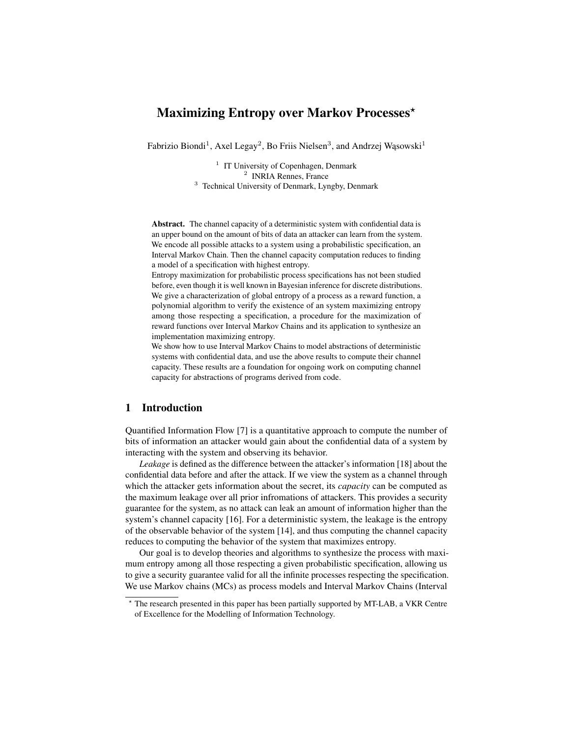# Maximizing Entropy over Markov Processes*

Fabrizio Biondi[1], Axel Legay[2], Bo Friis Nielsen[3], and Andrzej Wąsowski[1]

[1] IT University of Copenhagen, Denmark
[2] INRIA Rennes, France
[3] Technical University of Denmark, Lyngby, Denmark

**Abstract.** The channel capacity of a deterministic system with confidential data is an upper bound on the amount of bits of data an attacker can learn from the system. We encode all possible attacks to a system using a probabilistic specification, an Interval Markov Chain. Then the channel capacity computation reduces to finding a model of a specification with highest entropy.

Entropy maximization for probabilistic process specifications has not been studied before, even though it is well known in Bayesian inference for discrete distributions. We give a characterization of global entropy of a process as a reward function, a polynomial algorithm to verify the existence of an system maximizing entropy among those respecting a specification, a procedure for the maximization of reward functions over Interval Markov Chains and its application to synthesize an implementation maximizing entropy.

We show how to use Interval Markov Chains to model abstractions of deterministic systems with confidential data, and use the above results to compute their channel capacity. These results are a foundation for ongoing work on computing channel capacity for abstractions of programs derived from code.

## 1 Introduction

Quantified Information Flow [7] is a quantitative approach to compute the number of bits of information an attacker would gain about the confidential data of a system by interacting with the system and observing its behavior.

*Leakage* is defined as the difference between the attacker's information [18] about the confidential data before and after the attack. If we view the system as a channel through which the attacker gets information about the secret, its *capacity* can be computed as the maximum leakage over all prior infromations of attackers. This provides a security guarantee for the system, as no attack can leak an amount of information higher than the system's channel capacity [16]. For a deterministic system, the leakage is the entropy of the observable behavior of the system [14], and thus computing the channel capacity reduces to computing the behavior of the system that maximizes entropy.

Our goal is to develop theories and algorithms to synthesize the process with maximum entropy among all those respecting a given probabilistic specification, allowing us to give a security guarantee valid for all the infinite processes respecting the specification. We use Markov chains (MCs) as process models and Interval Markov Chains (Interval

* The research presented in this paper has been partially supported by MT-LAB, a VKR Centre of Excellence for the Modelling of Information Technology.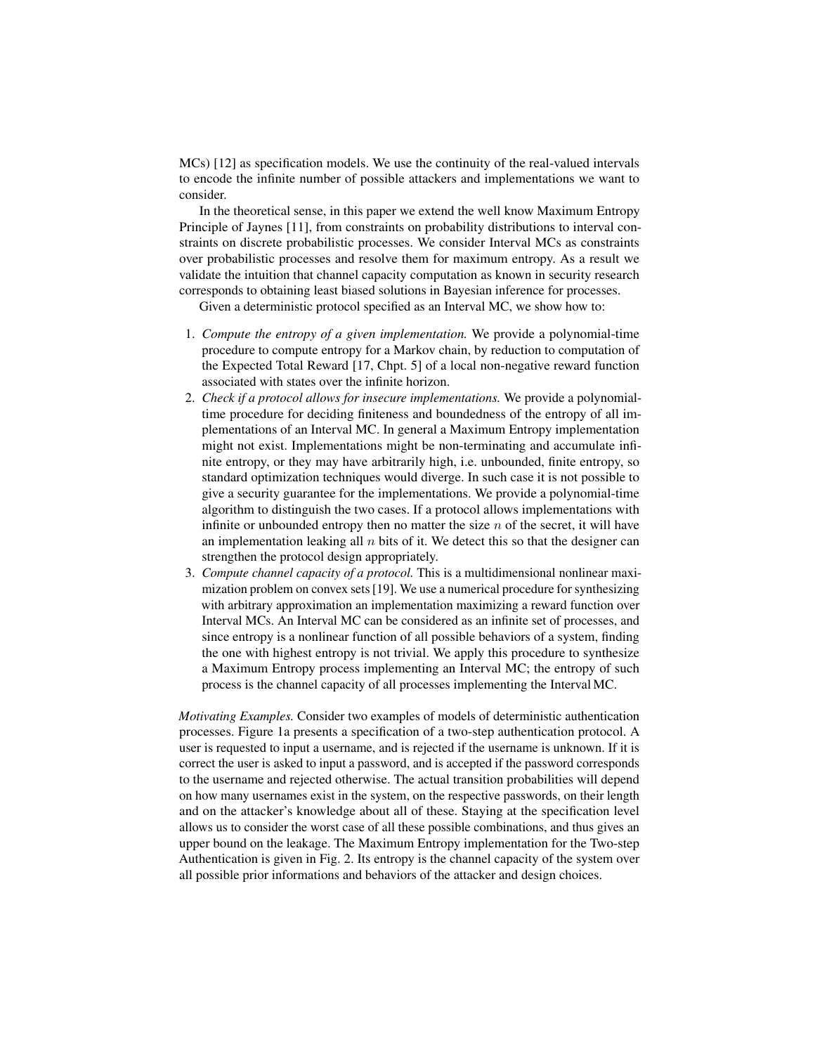MCs) [12] as specification models. We use the continuity of the real-valued intervals to encode the infinite number of possible attackers and implementations we want to consider.

In the theoretical sense, in this paper we extend the well know Maximum Entropy Principle of Jaynes [11], from constraints on probability distributions to interval constraints on discrete probabilistic processes. We consider Interval MCs as constraints over probabilistic processes and resolve them for maximum entropy. As a result we validate the intuition that channel capacity computation as known in security research corresponds to obtaining least biased solutions in Bayesian inference for processes.

Given a deterministic protocol specified as an Interval MC, we show how to:

1. *Compute the entropy of a given implementation.* We provide a polynomial-time procedure to compute entropy for a Markov chain, by reduction to computation of the Expected Total Reward [17, Chpt. 5] of a local non-negative reward function associated with states over the infinite horizon.
2. *Check if a protocol allows for insecure implementations.* We provide a polynomial-time procedure for deciding finiteness and boundedness of the entropy of all implementations of an Interval MC. In general a Maximum Entropy implementation might not exist. Implementations might be non-terminating and accumulate infinite entropy, or they may have arbitrarily high, i.e. unbounded, finite entropy, so standard optimization techniques would diverge. In such case it is not possible to give a security guarantee for the implementations. We provide a polynomial-time algorithm to distinguish the two cases. If a protocol allows implementations with infinite or unbounded entropy then no matter the size $n$ of the secret, it will have an implementation leaking all $n$ bits of it. We detect this so that the designer can strengthen the protocol design appropriately.
3. *Compute channel capacity of a protocol.* This is a multidimensional nonlinear maximization problem on convex sets [19]. We use a numerical procedure for synthesizing with arbitrary approximation an implementation maximizing a reward function over Interval MCs. An Interval MC can be considered as an infinite set of processes, and since entropy is a nonlinear function of all possible behaviors of a system, finding the one with highest entropy is not trivial. We apply this procedure to synthesize a Maximum Entropy process implementing an Interval MC; the entropy of such process is the channel capacity of all processes implementing the Interval MC.

*Motivating Examples.* Consider two examples of models of deterministic authentication processes. Figure 1a presents a specification of a two-step authentication protocol. A user is requested to input a username, and is rejected if the username is unknown. If it is correct the user is asked to input a password, and is accepted if the password corresponds to the username and rejected otherwise. The actual transition probabilities will depend on how many usernames exist in the system, on the respective passwords, on their length and on the attacker's knowledge about all of these. Staying at the specification level allows us to consider the worst case of all these possible combinations, and thus gives an upper bound on the leakage. The Maximum Entropy implementation for the Two-step Authentication is given in Fig. 2. Its entropy is the channel capacity of the system over all possible prior informations and behaviors of the attacker and design choices.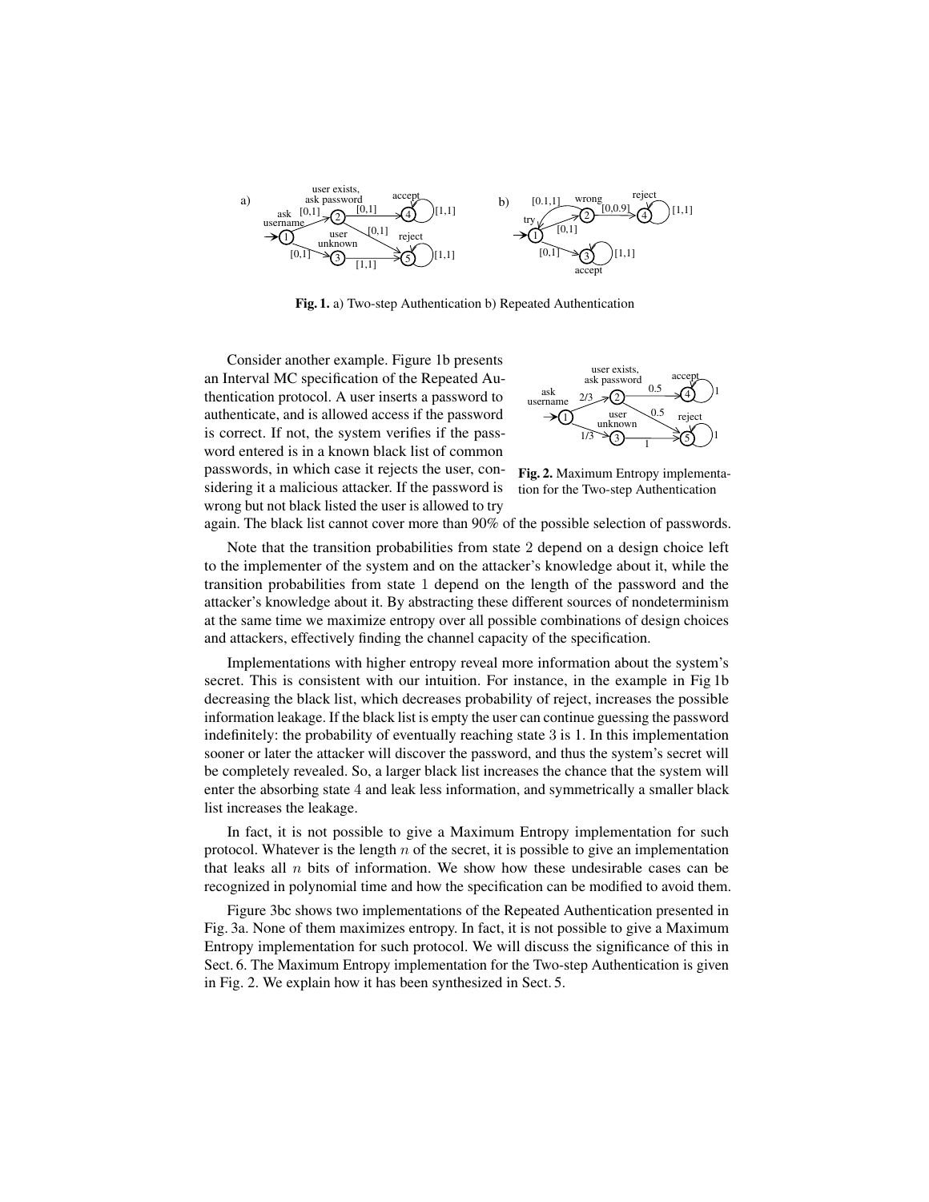**Fig. 1.** a) Two-step Authentication b) Repeated Authentication

Consider another example. Figure 1b presents an Interval MC specification of the Repeated Authentication protocol. A user inserts a password to authenticate, and is allowed access if the password is correct. If not, the system verifies if the password entered is in a known black list of common passwords, in which case it rejects the user, considering it a malicious attacker. If the password is wrong but not black listed the user is allowed to try again. The black list cannot cover more than 90% of the possible selection of passwords.

**Fig. 2.** Maximum Entropy implementation for the Two-step Authentication

Note that the transition probabilities from state 2 depend on a design choice left to the implementer of the system and on the attacker's knowledge about it, while the transition probabilities from state 1 depend on the length of the password and the attacker's knowledge about it. By abstracting these different sources of nondeterminism at the same time we maximize entropy over all possible combinations of design choices and attackers, effectively finding the channel capacity of the specification.

Implementations with higher entropy reveal more information about the system's secret. This is consistent with our intuition. For instance, in the example in Fig 1b decreasing the black list, which decreases probability of reject, increases the possible information leakage. If the black list is empty the user can continue guessing the password indefinitely: the probability of eventually reaching state 3 is 1. In this implementation sooner or later the attacker will discover the password, and thus the system's secret will be completely revealed. So, a larger black list increases the chance that the system will enter the absorbing state 4 and leak less information, and symmetrically a smaller black list increases the leakage.

In fact, it is not possible to give a Maximum Entropy implementation for such protocol. Whatever is the length $n$ of the secret, it is possible to give an implementation that leaks all $n$ bits of information. We show how these undesirable cases can be recognized in polynomial time and how the specification can be modified to avoid them.

Figure 3bc shows two implementations of the Repeated Authentication presented in Fig. 3a. None of them maximizes entropy. In fact, it is not possible to give a Maximum Entropy implementation for such protocol. We will discuss the significance of this in Sect. 6. The Maximum Entropy implementation for the Two-step Authentication is given in Fig. 2. We explain how it has been synthesized in Sect. 5.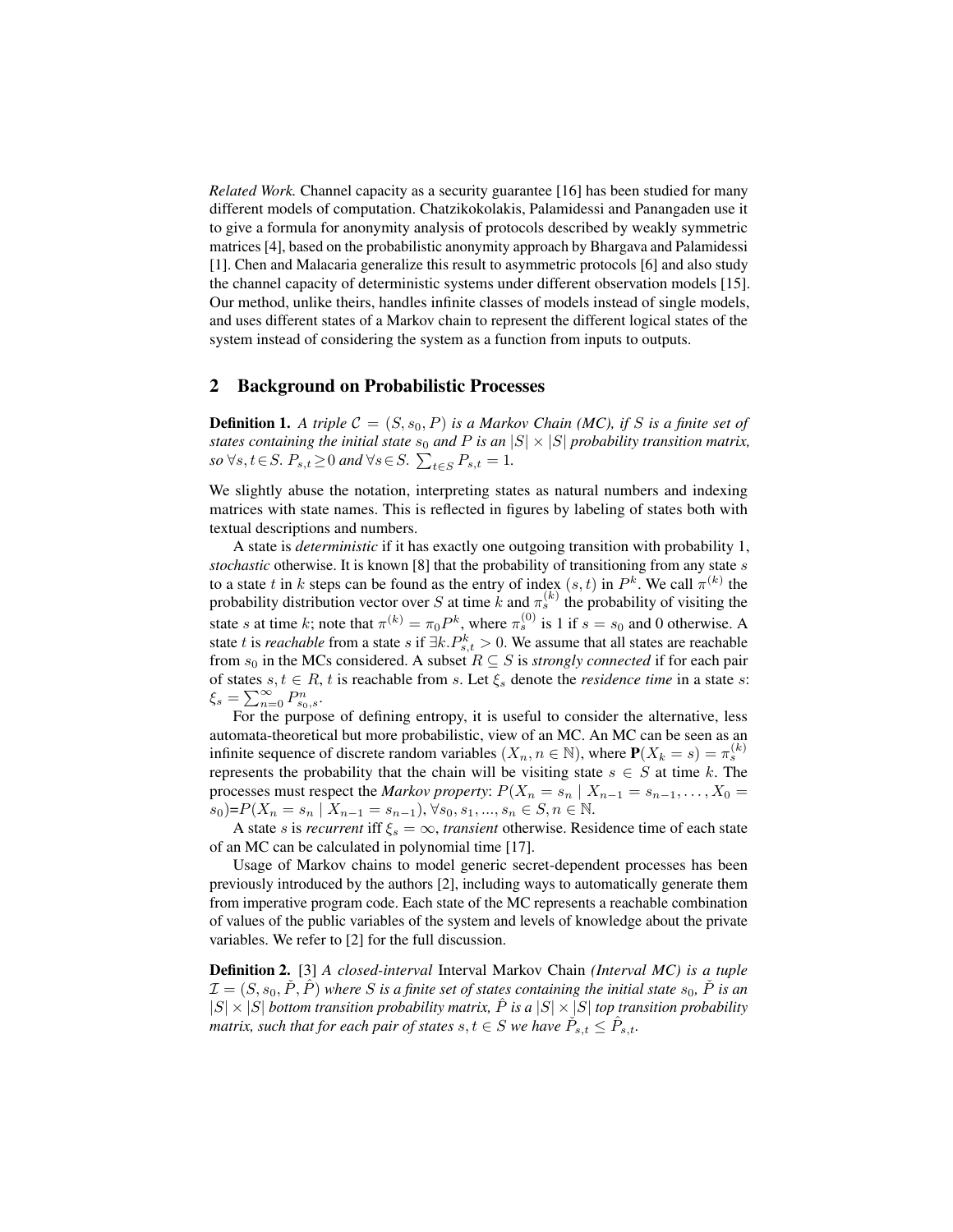*Related Work.* Channel capacity as a security guarantee [16] has been studied for many different models of computation. Chatzikokolakis, Palamidessi and Panangaden use it to give a formula for anonymity analysis of protocols described by weakly symmetric matrices [4], based on the probabilistic anonymity approach by Bhargava and Palamidessi [1]. Chen and Malacaria generalize this result to asymmetric protocols [6] and also study the channel capacity of deterministic systems under different observation models [15]. Our method, unlike theirs, handles infinite classes of models instead of single models, and uses different states of a Markov chain to represent the different logical states of the system instead of considering the system as a function from inputs to outputs.

## 2 Background on Probabilistic Processes

**Definition 1.** *A triple $\mathcal{C} = (S, s_0, P)$ is a Markov Chain (MC), if $S$ is a finite set of states containing the initial state $s_0$ and $P$ is an $|S| \times |S|$ probability transition matrix, so $\forall s, t \in S.\ P_{s,t} \geq 0$ and $\forall s \in S.\ \sum_{t \in S} P_{s,t} = 1$.*

We slightly abuse the notation, interpreting states as natural numbers and indexing matrices with state names. This is reflected in figures by labeling of states both with textual descriptions and numbers.

A state is *deterministic* if it has exactly one outgoing transition with probability 1, *stochastic* otherwise. It is known [8] that the probability of transitioning from any state $s$ to a state $t$ in $k$ steps can be found as the entry of index $(s, t)$ in $P^k$. We call $\pi^{(k)}$ the probability distribution vector over $S$ at time $k$ and $\pi_s^{(k)}$ the probability of visiting the state $s$ at time $k$; note that $\pi^{(k)} = \pi_0 P^k$, where $\pi_s^{(0)}$ is 1 if $s = s_0$ and 0 otherwise. A state $t$ is *reachable* from a state $s$ if $\exists k. P_{s,t}^k > 0$. We assume that all states are reachable from $s_0$ in the MCs considered. A subset $R \subseteq S$ is *strongly connected* if for each pair of states $s, t \in R$, $t$ is reachable from $s$. Let $\xi_s$ denote the *residence time* in a state $s$: $\xi_s = \sum_{n=0}^{\infty} P_{s_0,s}^n$.

For the purpose of defining entropy, it is useful to consider the alternative, less automata-theoretical but more probabilistic, view of an MC. An MC can be seen as an infinite sequence of discrete random variables $(X_n, n \in \mathbb{N})$, where $\mathbf{P}(X_k = s) = \pi_s^{(k)}$ represents the probability that the chain will be visiting state $s \in S$ at time $k$. The processes must respect the *Markov property*: $P(X_n = s_n \mid X_{n-1} = s_{n-1}, \ldots, X_0 = s_0)$=$P(X_n = s_n \mid X_{n-1} = s_{n-1}), \forall s_0, s_1, ..., s_n \in S, n \in \mathbb{N}$.

A state $s$ is *recurrent* iff $\xi_s = \infty$, *transient* otherwise. Residence time of each state of an MC can be calculated in polynomial time [17].

Usage of Markov chains to model generic secret-dependent processes has been previously introduced by the authors [2], including ways to automatically generate them from imperative program code. Each state of the MC represents a reachable combination of values of the public variables of the system and levels of knowledge about the private variables. We refer to [2] for the full discussion.

**Definition 2.** [3] *A closed-interval Interval Markov Chain (Interval MC) is a tuple $\mathcal{I} = (S, s_0, \check{P}, \hat{P})$ where $S$ is a finite set of states containing the initial state $s_0$, $\check{P}$ is an $|S| \times |S|$ bottom transition probability matrix, $\hat{P}$ is a $|S| \times |S|$ top transition probability matrix, such that for each pair of states $s, t \in S$ we have $\check{P}_{s,t} \leq \hat{P}_{s,t}$.*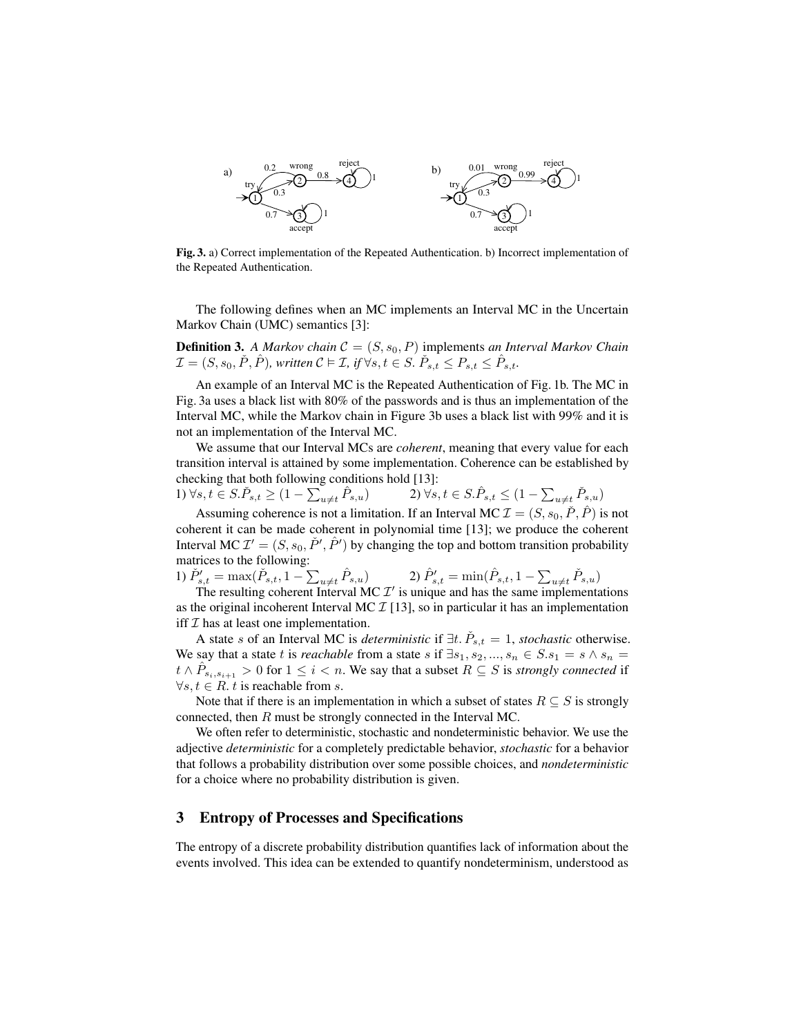Fig. 3. a) Correct implementation of the Repeated Authentication. b) Incorrect implementation of the Repeated Authentication.

The following defines when an MC implements an Interval MC in the Uncertain Markov Chain (UMC) semantics [3]:

**Definition 3.** *A Markov chain* $\mathcal{C} = (S, s_0, P)$ implements *an Interval Markov Chain* $\mathcal{I} = (S, s_0, \check{P}, \hat{P})$*, written* $\mathcal{C} \vDash \mathcal{I}$*, if* $\forall s, t \in S.\ \check{P}_{s,t} \leq P_{s,t} \leq \hat{P}_{s,t}$.

An example of an Interval MC is the Repeated Authentication of Fig. 1b. The MC in Fig. 3a uses a black list with 80% of the passwords and is thus an implementation of the Interval MC, while the Markov chain in Figure 3b uses a black list with 99% and it is not an implementation of the Interval MC.

We assume that our Interval MCs are *coherent*, meaning that every value for each transition interval is attained by some implementation. Coherence can be established by checking that both following conditions hold [13]:

1) $\forall s, t \in S. \check{P}_{s,t} \geq (1 - \sum_{u \neq t} \hat{P}_{s,u})$  2) $\forall s, t \in S. \hat{P}_{s,t} \leq (1 - \sum_{u \neq t} \check{P}_{s,u})$

Assuming coherence is not a limitation. If an Interval MC $\mathcal{I} = (S, s_0, \check{P}, \hat{P})$ is not coherent it can be made coherent in polynomial time [13]; we produce the coherent Interval MC $\mathcal{I}' = (S, s_0, \check{P}', \hat{P}')$ by changing the top and bottom transition probability matrices to the following:

1) $\check{P}'_{s,t} = \max(\check{P}_{s,t}, 1 - \sum_{u \neq t} \hat{P}_{s,u})$  2) $\hat{P}'_{s,t} = \min(\hat{P}_{s,t}, 1 - \sum_{u \neq t} \check{P}_{s,u})$

The resulting coherent Interval MC $\mathcal{I}'$ is unique and has the same implementations as the original incoherent Interval MC $\mathcal{I}$ [13], so in particular it has an implementation iff $\mathcal{I}$ has at least one implementation.

A state $s$ of an Interval MC is *deterministic* if $\exists t.\ \check{P}_{s,t} = 1$, *stochastic* otherwise. We say that a state $t$ is *reachable* from a state $s$ if $\exists s_1, s_2, ..., s_n \in S. s_1 = s \wedge s_n = t \wedge \hat{P}_{s_i, s_{i+1}} > 0$ for $1 \leq i < n$. We say that a subset $R \subseteq S$ is *strongly connected* if $\forall s, t \in R.\ t$ is reachable from $s$.

Note that if there is an implementation in which a subset of states $R \subseteq S$ is strongly connected, then $R$ must be strongly connected in the Interval MC.

We often refer to deterministic, stochastic and nondeterministic behavior. We use the adjective *deterministic* for a completely predictable behavior, *stochastic* for a behavior that follows a probability distribution over some possible choices, and *nondeterministic* for a choice where no probability distribution is given.

## 3 Entropy of Processes and Specifications

The entropy of a discrete probability distribution quantifies lack of information about the events involved. This idea can be extended to quantify nondeterminism, understood as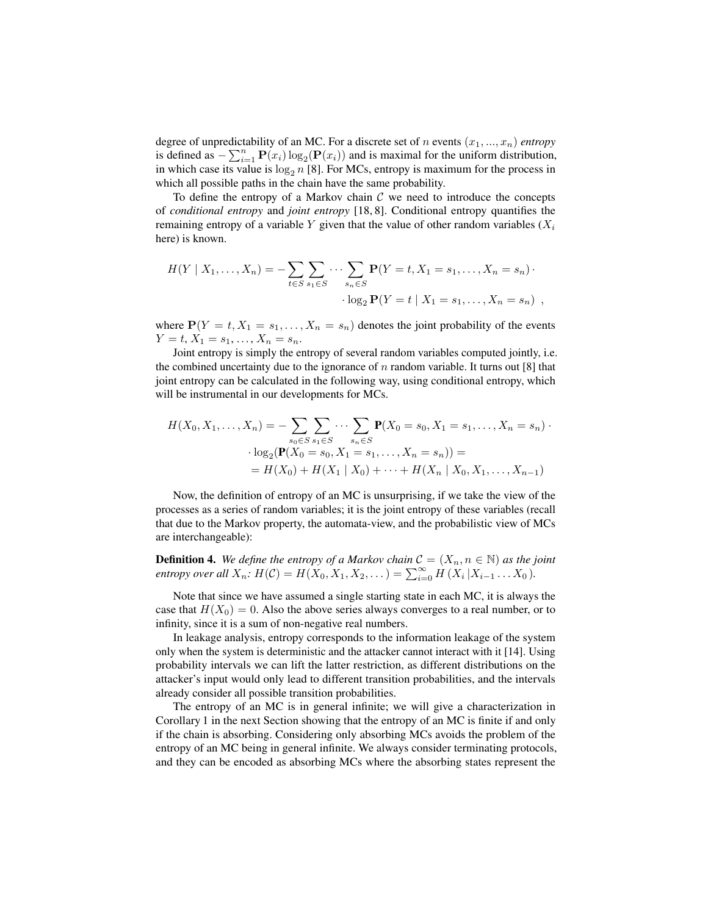degree of unpredictability of an MC. For a discrete set of $n$ events $(x_1, ..., x_n)$ *entropy* is defined as $-\sum_{i=1}^{n} \mathbf{P}(x_i) \log_2(\mathbf{P}(x_i))$ and is maximal for the uniform distribution, in which case its value is $\log_2 n$ [8]. For MCs, entropy is maximum for the process in which all possible paths in the chain have the same probability.

To define the entropy of a Markov chain $\mathcal{C}$ we need to introduce the concepts of *conditional entropy* and *joint entropy* [18, 8]. Conditional entropy quantifies the remaining entropy of a variable $Y$ given that the value of other random variables ($X_i$ here) is known.

$$
\begin{aligned}
H(Y \mid X_1, \ldots, X_n) = -\sum_{t \in S} \sum_{s_1 \in S} \cdots \sum_{s_n \in S} \mathbf{P}(Y = t, X_1 = s_1, \ldots, X_n = s_n) \cdot \\
\cdot \log_2 \mathbf{P}(Y = t \mid X_1 = s_1, \ldots, X_n = s_n) \ ,
\end{aligned}
$$

where $\mathbf{P}(Y = t, X_1 = s_1, \ldots, X_n = s_n)$ denotes the joint probability of the events $Y = t, X_1 = s_1, \ldots, X_n = s_n$.

Joint entropy is simply the entropy of several random variables computed jointly, i.e. the combined uncertainty due to the ignorance of $n$ random variable. It turns out [8] that joint entropy can be calculated in the following way, using conditional entropy, which will be instrumental in our developments for MCs.

$$
\begin{aligned}
H(X_0, X_1, \ldots, X_n) = -\sum_{s_0 \in S} \sum_{s_1 \in S} \cdots \sum_{s_n \in S} \mathbf{P}(X_0 = s_0, X_1 = s_1, \ldots, X_n = s_n) \cdot \\
\cdot \log_2(\mathbf{P}(X_0 = s_0, X_1 = s_1, \ldots, X_n = s_n)) = \\
= H(X_0) + H(X_1 \mid X_0) + \cdots + H(X_n \mid X_0, X_1, \ldots, X_{n-1})
\end{aligned}
$$

Now, the definition of entropy of an MC is unsurprising, if we take the view of the processes as a series of random variables; it is the joint entropy of these variables (recall that due to the Markov property, the automata-view, and the probabilistic view of MCs are interchangeable):

**Definition 4.** *We define the entropy of a Markov chain $\mathcal{C} = (X_n, n \in \mathbb{N})$ as the joint entropy over all $X_n$: $H(\mathcal{C}) = H(X_0, X_1, X_2, \ldots) = \sum_{i=0}^{\infty} H(X_i \,|X_{i-1} \ldots X_0)$.*

Note that since we have assumed a single starting state in each MC, it is always the case that $H(X_0) = 0$. Also the above series always converges to a real number, or to infinity, since it is a sum of non-negative real numbers.

In leakage analysis, entropy corresponds to the information leakage of the system only when the system is deterministic and the attacker cannot interact with it [14]. Using probability intervals we can lift the latter restriction, as different distributions on the attacker's input would only lead to different transition probabilities, and the intervals already consider all possible transition probabilities.

The entropy of an MC is in general infinite; we will give a characterization in Corollary 1 in the next Section showing that the entropy of an MC is finite if and only if the chain is absorbing. Considering only absorbing MCs avoids the problem of the entropy of an MC being in general infinite. We always consider terminating protocols, and they can be encoded as absorbing MCs where the absorbing states represent the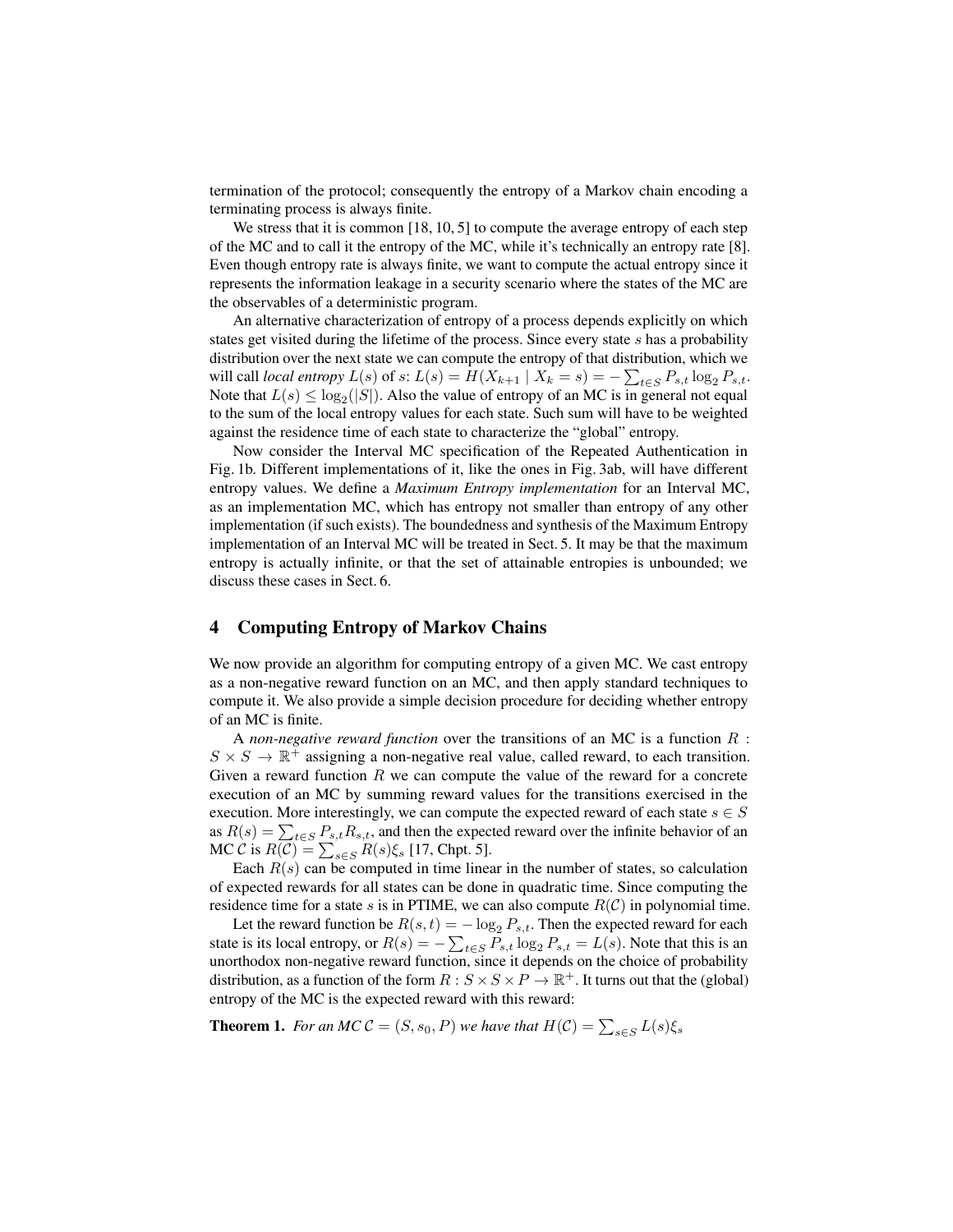termination of the protocol; consequently the entropy of a Markov chain encoding a terminating process is always finite.

We stress that it is common [18, 10, 5] to compute the average entropy of each step of the MC and to call it the entropy of the MC, while it's technically an entropy rate [8]. Even though entropy rate is always finite, we want to compute the actual entropy since it represents the information leakage in a security scenario where the states of the MC are the observables of a deterministic program.

An alternative characterization of entropy of a process depends explicitly on which states get visited during the lifetime of the process. Since every state $s$ has a probability distribution over the next state we can compute the entropy of that distribution, which we will call *local entropy* $L(s)$ of $s$: $L(s) = H(X_{k+1} \mid X_k = s) = -\sum_{t \in S} P_{s,t} \log_2 P_{s,t}$. Note that $L(s) \leq \log_2(|S|)$. Also the value of entropy of an MC is in general not equal to the sum of the local entropy values for each state. Such sum will have to be weighted against the residence time of each state to characterize the "global" entropy.

Now consider the Interval MC specification of the Repeated Authentication in Fig. 1b. Different implementations of it, like the ones in Fig. 3ab, will have different entropy values. We define a *Maximum Entropy implementation* for an Interval MC, as an implementation MC, which has entropy not smaller than entropy of any other implementation (if such exists). The boundedness and synthesis of the Maximum Entropy implementation of an Interval MC will be treated in Sect. 5. It may be that the maximum entropy is actually infinite, or that the set of attainable entropies is unbounded; we discuss these cases in Sect. 6.

## 4 Computing Entropy of Markov Chains

We now provide an algorithm for computing entropy of a given MC. We cast entropy as a non-negative reward function on an MC, and then apply standard techniques to compute it. We also provide a simple decision procedure for deciding whether entropy of an MC is finite.

A *non-negative reward function* over the transitions of an MC is a function $R : S \times S \to \mathbb{R}^+$ assigning a non-negative real value, called reward, to each transition. Given a reward function $R$ we can compute the value of the reward for a concrete execution of an MC by summing reward values for the transitions exercised in the execution. More interestingly, we can compute the expected reward of each state $s \in S$ as $R(s) = \sum_{t \in S} P_{s,t} R_{s,t}$, and then the expected reward over the infinite behavior of an MC $\mathcal{C}$ is $R(\mathcal{C}) = \sum_{s \in S} R(s) \xi_s$ [17, Chpt. 5].

Each $R(s)$ can be computed in time linear in the number of states, so calculation of expected rewards for all states can be done in quadratic time. Since computing the residence time for a state $s$ is in PTIME, we can also compute $R(\mathcal{C})$ in polynomial time.

Let the reward function be $R(s,t) = -\log_2 P_{s,t}$. Then the expected reward for each state is its local entropy, or $R(s) = -\sum_{t \in S} P_{s,t} \log_2 P_{s,t} = L(s)$. Note that this is an unorthodox non-negative reward function, since it depends on the choice of probability distribution, as a function of the form $R : S \times S \times P \to \mathbb{R}^+$. It turns out that the (global) entropy of the MC is the expected reward with this reward:

**Theorem 1.** *For an MC $\mathcal{C} = (S, s_0, P)$ we have that $H(\mathcal{C}) = \sum_{s \in S} L(s) \xi_s$*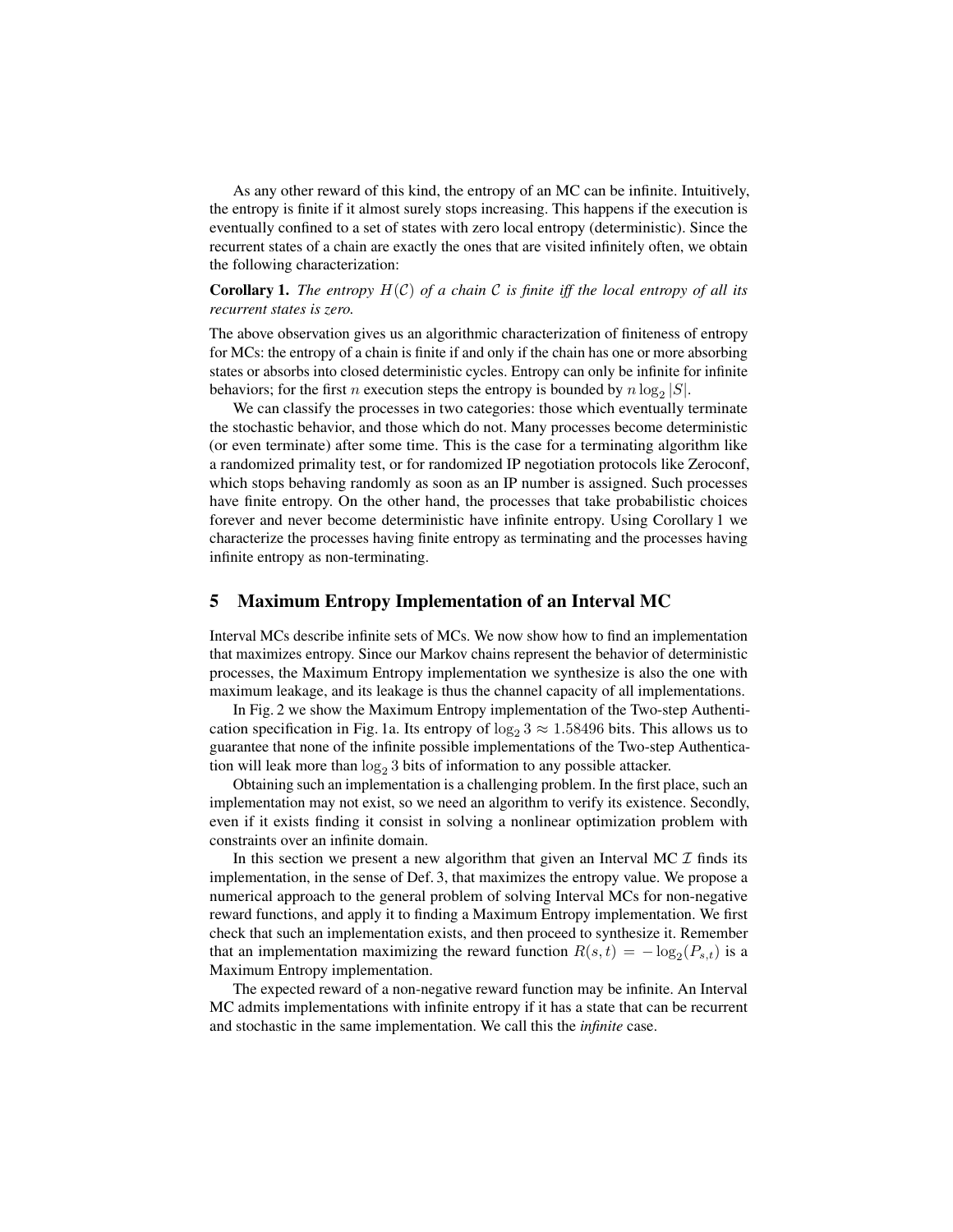As any other reward of this kind, the entropy of an MC can be infinite. Intuitively, the entropy is finite if it almost surely stops increasing. This happens if the execution is eventually confined to a set of states with zero local entropy (deterministic). Since the recurrent states of a chain are exactly the ones that are visited infinitely often, we obtain the following characterization:

**Corollary 1.** *The entropy $H(\mathcal{C})$ of a chain $\mathcal{C}$ is finite iff the local entropy of all its recurrent states is zero.*

The above observation gives us an algorithmic characterization of finiteness of entropy for MCs: the entropy of a chain is finite if and only if the chain has one or more absorbing states or absorbs into closed deterministic cycles. Entropy can only be infinite for infinite behaviors; for the first $n$ execution steps the entropy is bounded by $n \log_2 |S|$.

We can classify the processes in two categories: those which eventually terminate the stochastic behavior, and those which do not. Many processes become deterministic (or even terminate) after some time. This is the case for a terminating algorithm like a randomized primality test, or for randomized IP negotiation protocols like Zeroconf, which stops behaving randomly as soon as an IP number is assigned. Such processes have finite entropy. On the other hand, the processes that take probabilistic choices forever and never become deterministic have infinite entropy. Using Corollary 1 we characterize the processes having finite entropy as terminating and the processes having infinite entropy as non-terminating.

## 5 Maximum Entropy Implementation of an Interval MC

Interval MCs describe infinite sets of MCs. We now show how to find an implementation that maximizes entropy. Since our Markov chains represent the behavior of deterministic processes, the Maximum Entropy implementation we synthesize is also the one with maximum leakage, and its leakage is thus the channel capacity of all implementations.

In Fig. 2 we show the Maximum Entropy implementation of the Two-step Authentication specification in Fig. 1a. Its entropy of $\log_2 3 \approx 1.58496$ bits. This allows us to guarantee that none of the infinite possible implementations of the Two-step Authentication will leak more than $\log_2 3$ bits of information to any possible attacker.

Obtaining such an implementation is a challenging problem. In the first place, such an implementation may not exist, so we need an algorithm to verify its existence. Secondly, even if it exists finding it consist in solving a nonlinear optimization problem with constraints over an infinite domain.

In this section we present a new algorithm that given an Interval MC $\mathcal{I}$ finds its implementation, in the sense of Def. 3, that maximizes the entropy value. We propose a numerical approach to the general problem of solving Interval MCs for non-negative reward functions, and apply it to finding a Maximum Entropy implementation. We first check that such an implementation exists, and then proceed to synthesize it. Remember that an implementation maximizing the reward function $R(s,t) = -\log_2(P_{s,t})$ is a Maximum Entropy implementation.

The expected reward of a non-negative reward function may be infinite. An Interval MC admits implementations with infinite entropy if it has a state that can be recurrent and stochastic in the same implementation. We call this the *infinite* case.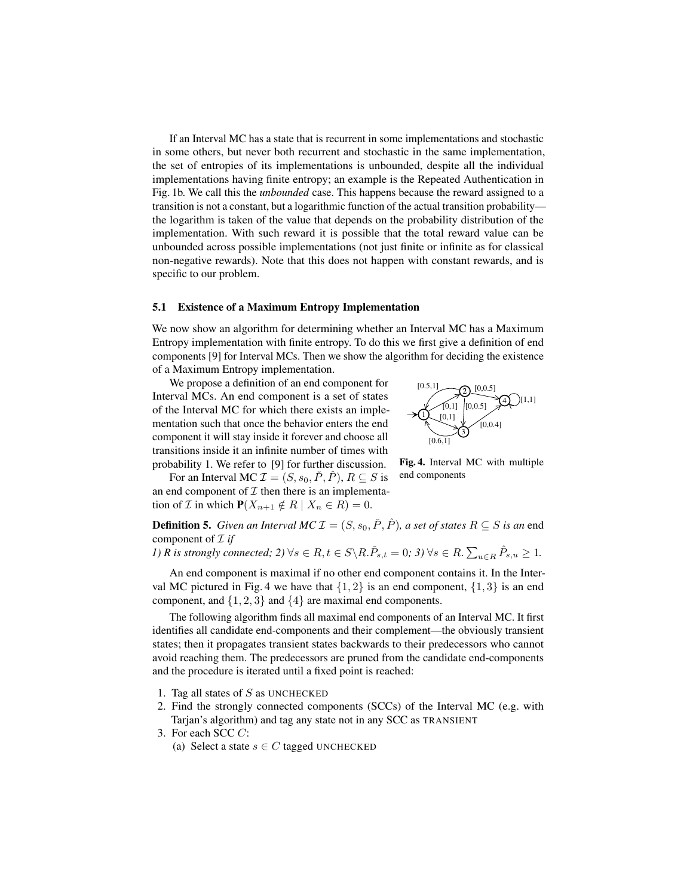If an Interval MC has a state that is recurrent in some implementations and stochastic in some others, but never both recurrent and stochastic in the same implementation, the set of entropies of its implementations is unbounded, despite all the individual implementations having finite entropy; an example is the Repeated Authentication in Fig. 1b. We call this the *unbounded* case. This happens because the reward assigned to a transition is not a constant, but a logarithmic function of the actual transition probability—the logarithm is taken of the value that depends on the probability distribution of the implementation. With such reward it is possible that the total reward value can be unbounded across possible implementations (not just finite or infinite as for classical non-negative rewards). Note that this does not happen with constant rewards, and is specific to our problem.

### 5.1 Existence of a Maximum Entropy Implementation

We now show an algorithm for determining whether an Interval MC has a Maximum Entropy implementation with finite entropy. To do this we first give a definition of end components [9] for Interval MCs. Then we show the algorithm for deciding the existence of a Maximum Entropy implementation.

We propose a definition of an end component for Interval MCs. An end component is a set of states of the Interval MC for which there exists an implementation such that once the behavior enters the end component it will stay inside it forever and choose all transitions inside it an infinite number of times with probability 1. We refer to [9] for further discussion.

For an Interval MC $\mathcal{I} = (S, s_0, \check{P}, \hat{P})$, $R \subseteq S$ is an end component of $\mathcal{I}$ then there is an implementation of $\mathcal{I}$ in which $\mathbf{P}(X_{n+1} \notin R \mid X_n \in R) = 0$.

**Fig. 4.** Interval MC with multiple end components

**Definition 5.** *Given an Interval MC $\mathcal{I} = (S, s_0, \check{P}, \hat{P})$, a set of states $R \subseteq S$ is an* end component *of $\mathcal{I}$ if*
*1) R is strongly connected; 2) $\forall s \in R, t \in S \backslash R. \check{P}_{s,t} = 0$; 3) $\forall s \in R. \sum_{u \in R} \hat{P}_{s,u} \geq 1$.*

An end component is maximal if no other end component contains it. In the Interval MC pictured in Fig. 4 we have that $\{1, 2\}$ is an end component, $\{1, 3\}$ is an end component, and $\{1, 2, 3\}$ and $\{4\}$ are maximal end components.

The following algorithm finds all maximal end components of an Interval MC. It first identifies all candidate end-components and their complement—the obviously transient states; then it propagates transient states backwards to their predecessors who cannot avoid reaching them. The predecessors are pruned from the candidate end-components and the procedure is iterated until a fixed point is reached:

1. Tag all states of $S$ as UNCHECKED
2. Find the strongly connected components (SCCs) of the Interval MC (e.g. with Tarjan's algorithm) and tag any state not in any SCC as TRANSIENT
3. For each SCC $C$:
   (a) Select a state $s \in C$ tagged UNCHECKED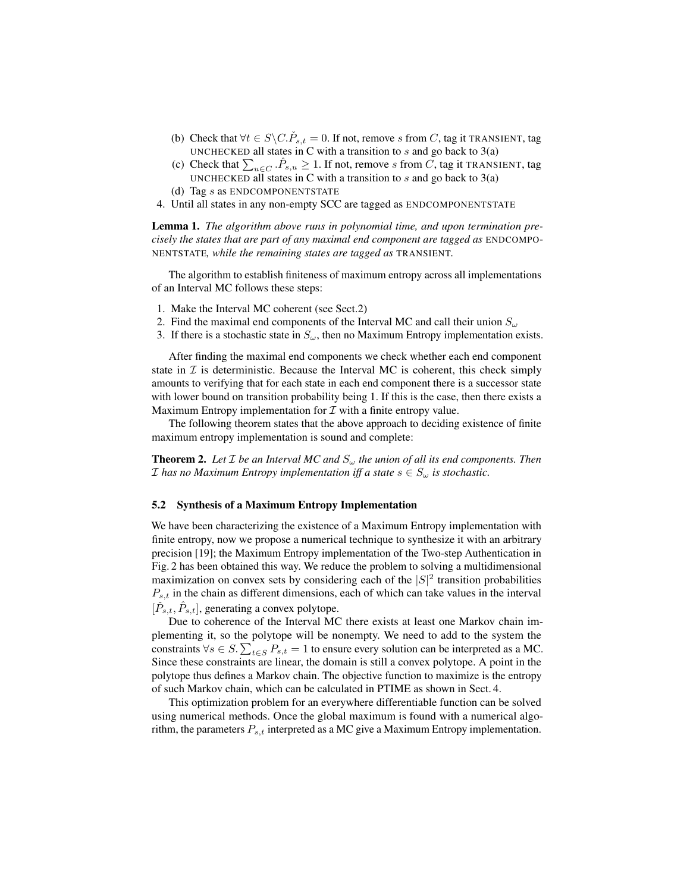(b) Check that $\forall t \in S \backslash C. \check{P}_{s,t} = 0$. If not, remove $s$ from $C$, tag it TRANSIENT, tag UNCHECKED all states in C with a transition to $s$ and go back to 3(a)

(c) Check that $\sum_{u \in C} .\hat{P}_{s,u} \geq 1$. If not, remove $s$ from $C$, tag it TRANSIENT, tag UNCHECKED all states in C with a transition to $s$ and go back to 3(a)

(d) Tag $s$ as ENDCOMPONENTSTATE

4. Until all states in any non-empty SCC are tagged as ENDCOMPONENTSTATE

**Lemma 1.** *The algorithm above runs in polynomial time, and upon termination precisely the states that are part of any maximal end component are tagged as* ENDCOMPONENTSTATE*, while the remaining states are tagged as* TRANSIENT*.*

The algorithm to establish finiteness of maximum entropy across all implementations of an Interval MC follows these steps:

1. Make the Interval MC coherent (see Sect.2)
2. Find the maximal end components of the Interval MC and call their union $S_\omega$
3. If there is a stochastic state in $S_\omega$, then no Maximum Entropy implementation exists.

After finding the maximal end components we check whether each end component state in $\mathcal{I}$ is deterministic. Because the Interval MC is coherent, this check simply amounts to verifying that for each state in each end component there is a successor state with lower bound on transition probability being 1. If this is the case, then there exists a Maximum Entropy implementation for $\mathcal{I}$ with a finite entropy value.

The following theorem states that the above approach to deciding existence of finite maximum entropy implementation is sound and complete:

**Theorem 2.** *Let $\mathcal{I}$ be an Interval MC and $S_\omega$ the union of all its end components. Then $\mathcal{I}$ has no Maximum Entropy implementation iff a state $s \in S_\omega$ is stochastic.*

### 5.2 Synthesis of a Maximum Entropy Implementation

We have been characterizing the existence of a Maximum Entropy implementation with finite entropy, now we propose a numerical technique to synthesize it with an arbitrary precision [19]; the Maximum Entropy implementation of the Two-step Authentication in Fig. 2 has been obtained this way. We reduce the problem to solving a multidimensional maximization on convex sets by considering each of the $|S|^2$ transition probabilities $P_{s,t}$ in the chain as different dimensions, each of which can take values in the interval $[\check{P}_{s,t}, \hat{P}_{s,t}]$, generating a convex polytope.

Due to coherence of the Interval MC there exists at least one Markov chain implementing it, so the polytope will be nonempty. We need to add to the system the constraints $\forall s \in S. \sum_{t \in S} P_{s,t} = 1$ to ensure every solution can be interpreted as a MC. Since these constraints are linear, the domain is still a convex polytope. A point in the polytope thus defines a Markov chain. The objective function to maximize is the entropy of such Markov chain, which can be calculated in PTIME as shown in Sect. 4.

This optimization problem for an everywhere differentiable function can be solved using numerical methods. Once the global maximum is found with a numerical algorithm, the parameters $P_{s,t}$ interpreted as a MC give a Maximum Entropy implementation.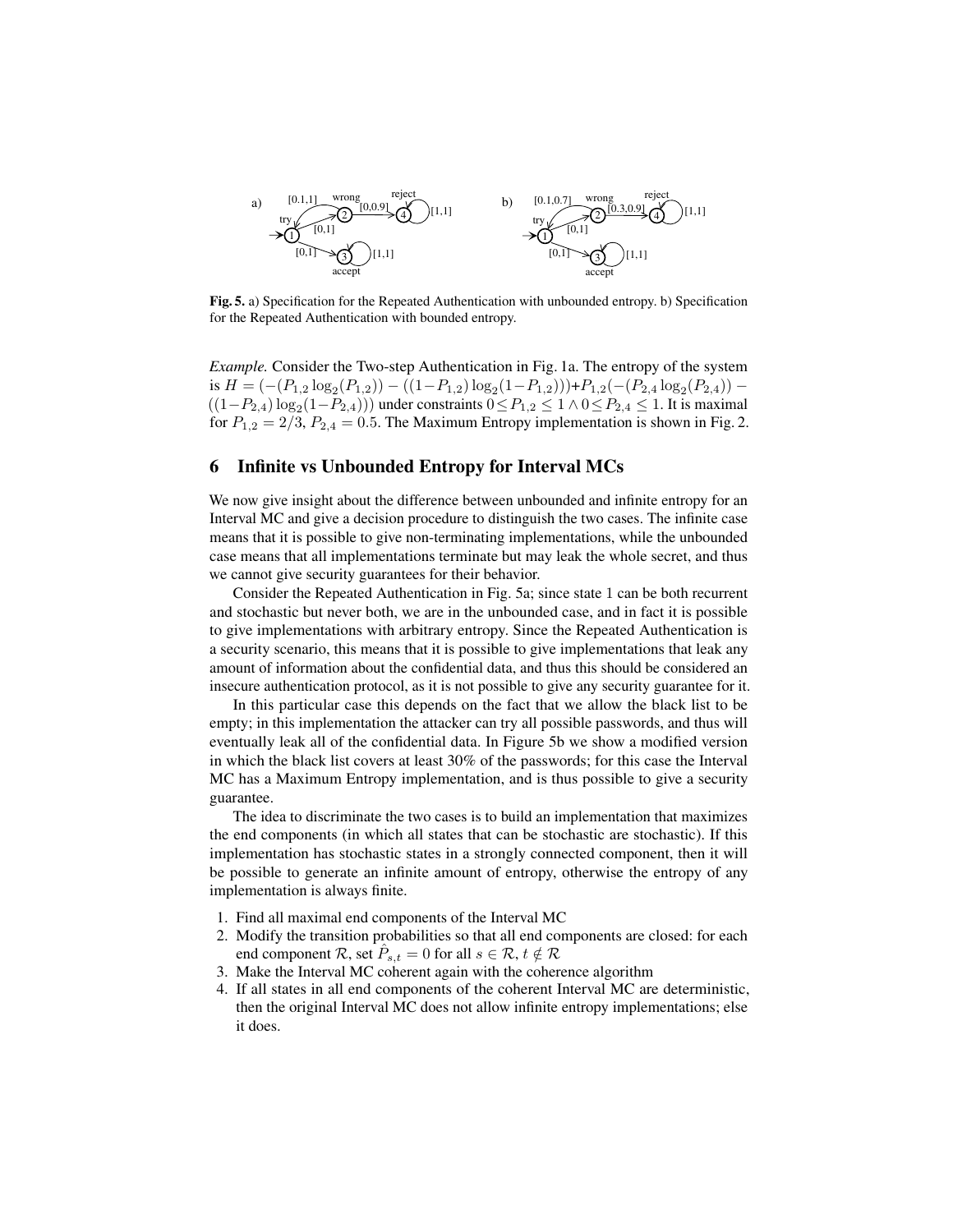a)

[0.1,1] wrong reject
[0,0.9] [1,1]
try 2 4
1 [0,1]
[0,1] 3 [1,1]
accept

b)

[0.1,0.7] wrong reject
[0.3,0.9] [1,1]
try 2 4
1 [0,1]
[0,1] 3 [1,1]
accept

**Fig. 5.** a) Specification for the Repeated Authentication with unbounded entropy. b) Specification for the Repeated Authentication with bounded entropy.

*Example.* Consider the Two-step Authentication in Fig. 1a. The entropy of the system is $H = (-(P_{1,2}\log_2(P_{1,2})) - ((1-P_{1,2})\log_2(1-P_{1,2}))) + P_{1,2}(-(P_{2,4}\log_2(P_{2,4})) - ((1-P_{2,4})\log_2(1-P_{2,4})))$ under constraints $0 \leq P_{1,2} \leq 1 \wedge 0 \leq P_{2,4} \leq 1$. It is maximal for $P_{1,2} = 2/3$, $P_{2,4} = 0.5$. The Maximum Entropy implementation is shown in Fig. 2.

## 6 Infinite vs Unbounded Entropy for Interval MCs

We now give insight about the difference between unbounded and infinite entropy for an Interval MC and give a decision procedure to distinguish the two cases. The infinite case means that it is possible to give non-terminating implementations, while the unbounded case means that all implementations terminate but may leak the whole secret, and thus we cannot give security guarantees for their behavior.

Consider the Repeated Authentication in Fig. 5a; since state 1 can be both recurrent and stochastic but never both, we are in the unbounded case, and in fact it is possible to give implementations with arbitrary entropy. Since the Repeated Authentication is a security scenario, this means that it is possible to give implementations that leak any amount of information about the confidential data, and thus this should be considered an insecure authentication protocol, as it is not possible to give any security guarantee for it.

In this particular case this depends on the fact that we allow the black list to be empty; in this implementation the attacker can try all possible passwords, and thus will eventually leak all of the confidential data. In Figure 5b we show a modified version in which the black list covers at least 30% of the passwords; for this case the Interval MC has a Maximum Entropy implementation, and is thus possible to give a security guarantee.

The idea to discriminate the two cases is to build an implementation that maximizes the end components (in which all states that can be stochastic are stochastic). If this implementation has stochastic states in a strongly connected component, then it will be possible to generate an infinite amount of entropy, otherwise the entropy of any implementation is always finite.

1. Find all maximal end components of the Interval MC
2. Modify the transition probabilities so that all end components are closed: for each end component $\mathcal{R}$, set $\hat{P}_{s,t} = 0$ for all $s \in \mathcal{R}$, $t \notin \mathcal{R}$
3. Make the Interval MC coherent again with the coherence algorithm
4. If all states in all end components of the coherent Interval MC are deterministic, then the original Interval MC does not allow infinite entropy implementations; else it does.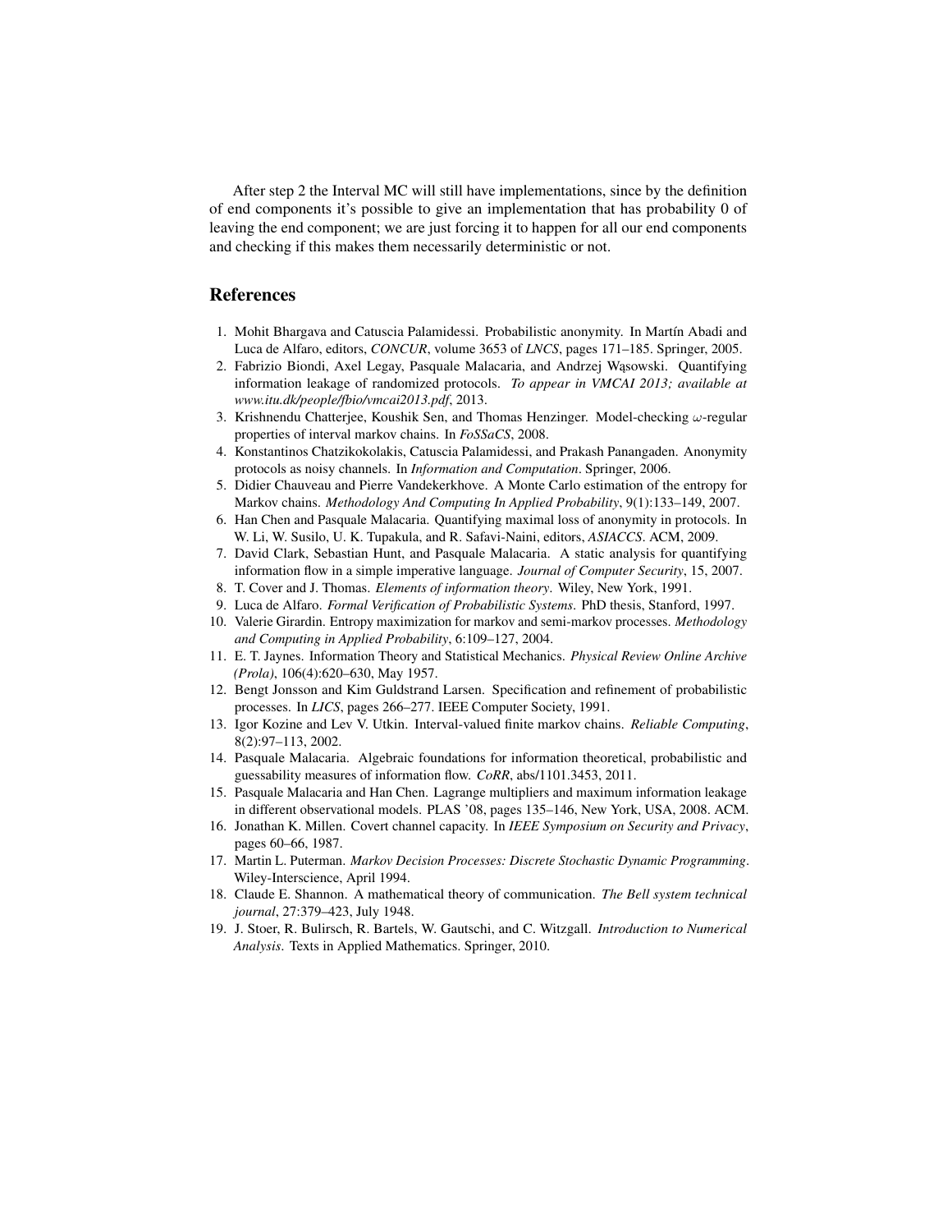After step 2 the Interval MC will still have implementations, since by the definition of end components it's possible to give an implementation that has probability 0 of leaving the end component; we are just forcing it to happen for all our end components and checking if this makes them necessarily deterministic or not.

## References

1. Mohit Bhargava and Catuscia Palamidessi. Probabilistic anonymity. In Martín Abadi and Luca de Alfaro, editors, *CONCUR*, volume 3653 of *LNCS*, pages 171–185. Springer, 2005.
2. Fabrizio Biondi, Axel Legay, Pasquale Malacaria, and Andrzej Wąsowski. Quantifying information leakage of randomized protocols. *To appear in VMCAI 2013; available at www.itu.dk/people/fbio/vmcai2013.pdf*, 2013.
3. Krishnendu Chatterjee, Koushik Sen, and Thomas Henzinger. Model-checking $\omega$-regular properties of interval markov chains. In *FoSSaCS*, 2008.
4. Konstantinos Chatzikokolakis, Catuscia Palamidessi, and Prakash Panangaden. Anonymity protocols as noisy channels. In *Information and Computation*. Springer, 2006.
5. Didier Chauveau and Pierre Vandekerkhove. A Monte Carlo estimation of the entropy for Markov chains. *Methodology And Computing In Applied Probability*, 9(1):133–149, 2007.
6. Han Chen and Pasquale Malacaria. Quantifying maximal loss of anonymity in protocols. In W. Li, W. Susilo, U. K. Tupakula, and R. Safavi-Naini, editors, *ASIACCS*. ACM, 2009.
7. David Clark, Sebastian Hunt, and Pasquale Malacaria. A static analysis for quantifying information flow in a simple imperative language. *Journal of Computer Security*, 15, 2007.
8. T. Cover and J. Thomas. *Elements of information theory*. Wiley, New York, 1991.
9. Luca de Alfaro. *Formal Verification of Probabilistic Systems*. PhD thesis, Stanford, 1997.
10. Valerie Girardin. Entropy maximization for markov and semi-markov processes. *Methodology and Computing in Applied Probability*, 6:109–127, 2004.
11. E. T. Jaynes. Information Theory and Statistical Mechanics. *Physical Review Online Archive (Prola)*, 106(4):620–630, May 1957.
12. Bengt Jonsson and Kim Guldstrand Larsen. Specification and refinement of probabilistic processes. In *LICS*, pages 266–277. IEEE Computer Society, 1991.
13. Igor Kozine and Lev V. Utkin. Interval-valued finite markov chains. *Reliable Computing*, 8(2):97–113, 2002.
14. Pasquale Malacaria. Algebraic foundations for information theoretical, probabilistic and guessability measures of information flow. *CoRR*, abs/1101.3453, 2011.
15. Pasquale Malacaria and Han Chen. Lagrange multipliers and maximum information leakage in different observational models. PLAS '08, pages 135–146, New York, USA, 2008. ACM.
16. Jonathan K. Millen. Covert channel capacity. In *IEEE Symposium on Security and Privacy*, pages 60–66, 1987.
17. Martin L. Puterman. *Markov Decision Processes: Discrete Stochastic Dynamic Programming*. Wiley-Interscience, April 1994.
18. Claude E. Shannon. A mathematical theory of communication. *The Bell system technical journal*, 27:379–423, July 1948.
19. J. Stoer, R. Bulirsch, R. Bartels, W. Gautschi, and C. Witzgall. *Introduction to Numerical Analysis*. Texts in Applied Mathematics. Springer, 2010.